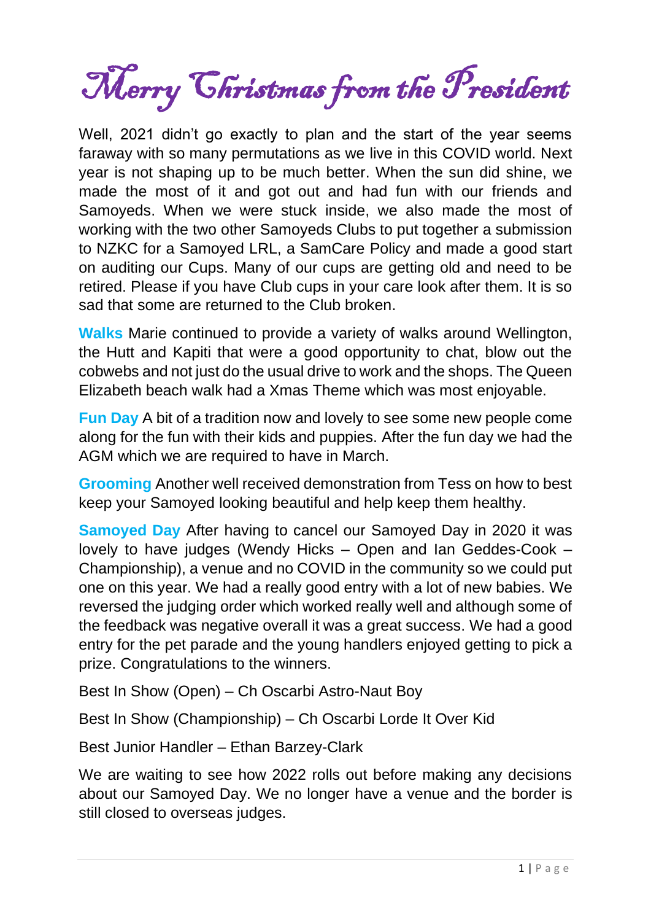# Merry Christmas from the President

Well, 2021 didn't go exactly to plan and the start of the year seems faraway with so many permutations as we live in this COVID world. Next year is not shaping up to be much better. When the sun did shine, we made the most of it and got out and had fun with our friends and Samoyeds. When we were stuck inside, we also made the most of working with the two other Samoyeds Clubs to put together a submission to NZKC for a Samoyed LRL, a SamCare Policy and made a good start on auditing our Cups. Many of our cups are getting old and need to be retired. Please if you have Club cups in your care look after them. It is so sad that some are returned to the Club broken.

**Walks** Marie continued to provide a variety of walks around Wellington, the Hutt and Kapiti that were a good opportunity to chat, blow out the cobwebs and not just do the usual drive to work and the shops. The Queen Elizabeth beach walk had a Xmas Theme which was most enjoyable.

**Fun Day** A bit of a tradition now and lovely to see some new people come along for the fun with their kids and puppies. After the fun day we had the AGM which we are required to have in March.

**Grooming** Another well received demonstration from Tess on how to best keep your Samoyed looking beautiful and help keep them healthy.

**Samoyed Day** After having to cancel our Samoyed Day in 2020 it was lovely to have judges (Wendy Hicks – Open and Ian Geddes-Cook – Championship), a venue and no COVID in the community so we could put one on this year. We had a really good entry with a lot of new babies. We reversed the judging order which worked really well and although some of the feedback was negative overall it was a great success. We had a good entry for the pet parade and the young handlers enjoyed getting to pick a prize. Congratulations to the winners.

Best In Show (Open) – Ch Oscarbi Astro-Naut Boy

Best In Show (Championship) – Ch Oscarbi Lorde It Over Kid

Best Junior Handler – Ethan Barzey-Clark

We are waiting to see how 2022 rolls out before making any decisions about our Samoyed Day. We no longer have a venue and the border is still closed to overseas judges.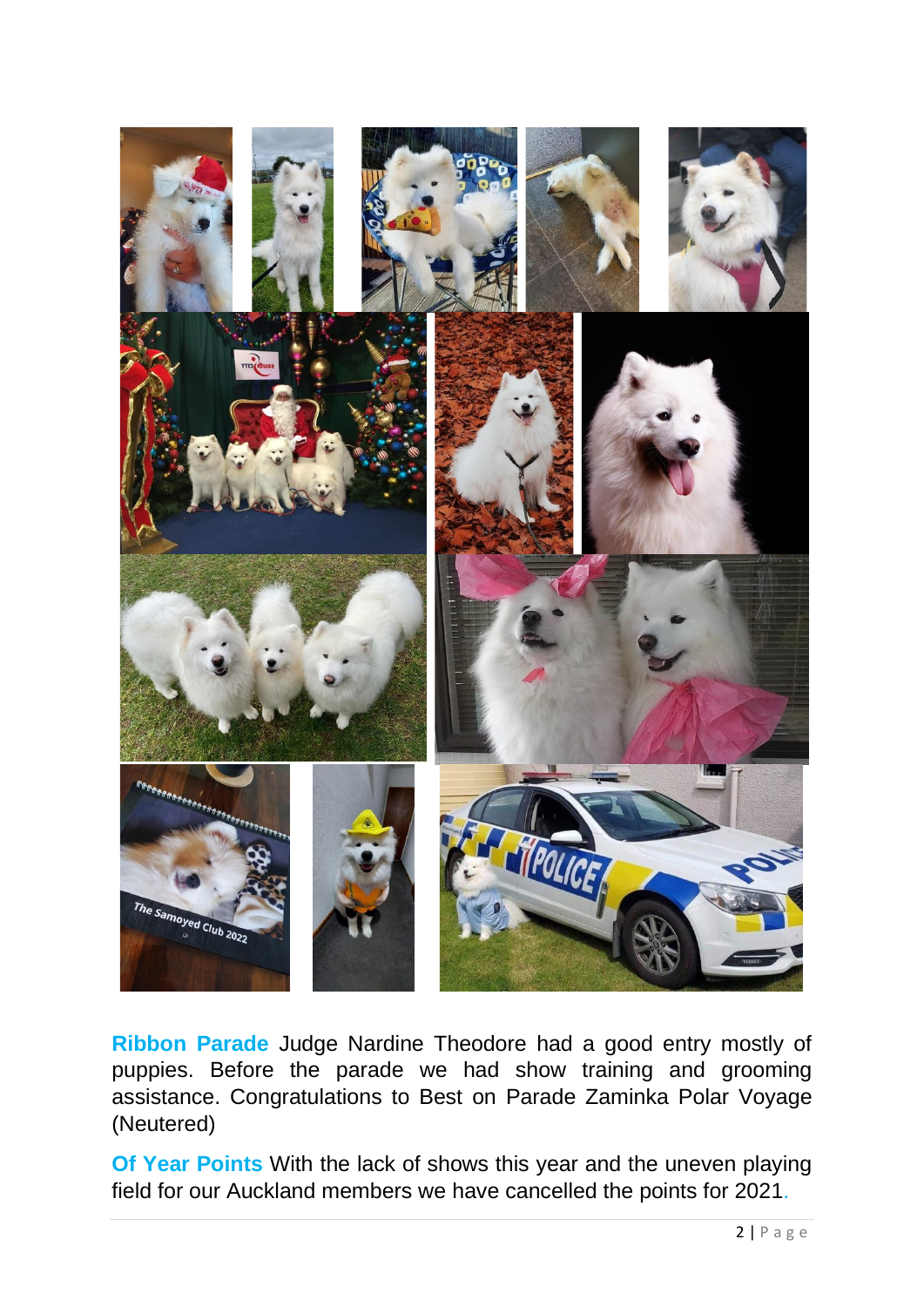**Ribbon Parade** Judge Nardine Theodore had a good entry mostly of puppies. Before the parade we had show training and grooming assistance. Congratulations to Best on Parade Zaminka Polar Voyage (Neutered)

**Of Year Points** With the lack of shows this year and the uneven playing field for our Auckland members we have cancelled the points for 2021.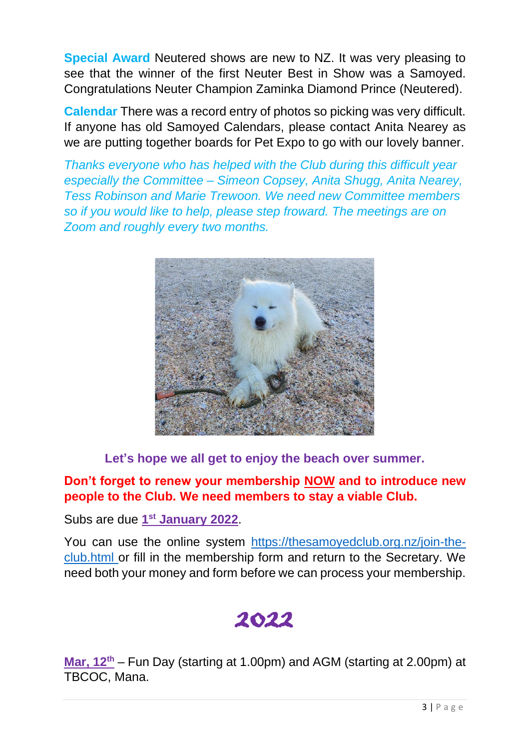**Special Award** Neutered shows are new to NZ. It was very pleasing to see that the winner of the first Neuter Best in Show was a Samoyed. Congratulations Neuter Champion Zaminka Diamond Prince (Neutered).

**Calendar** There was a record entry of photos so picking was very difficult. If anyone has old Samoyed Calendars, please contact Anita Nearey as we are putting together boards for Pet Expo to go with our lovely banner.

*Thanks everyone who has helped with the Club during this difficult year especially the Committee – Simeon Copsey, Anita Shugg, Anita Nearey, Tess Robinson and Marie Trewoon. We need new Committee members so if you would like to help, please step froward. The meetings are on Zoom and roughly every two months.*

**Let's hope we all get to enjoy the beach over summer.**

**Don't forget to renew your membership NOW and to introduce new people to the Club. We need members to stay a viable Club.**

Subs are due **1st January 2022**.

You can use the online system https://thesamoyedclub.org.nz/join-the-club.html or fill in the membership form and return to the Secretary. We need both your money and form before we can process your membership.

## 2022

**Mar, 12th** – Fun Day (starting at 1.00pm) and AGM (starting at 2.00pm) at TBCOC, Mana.